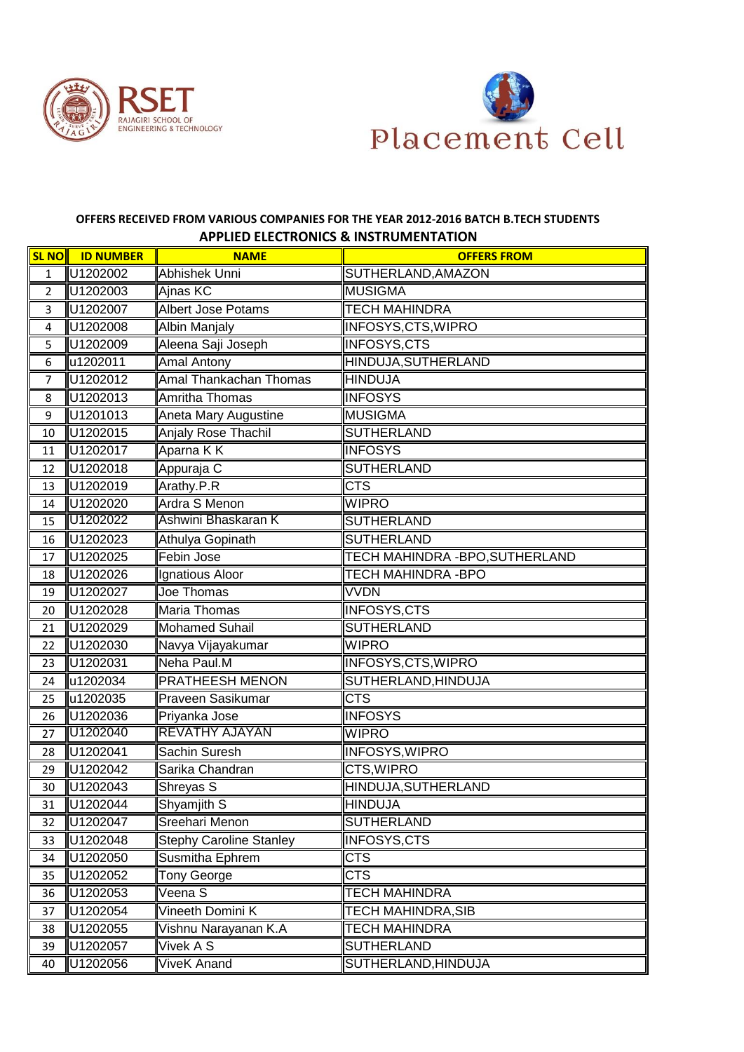RSET
RAJAGIRI SCHOOL OF ENGINEERING & TECHNOLOGY

Placement Cell

**OFFERS RECEIVED FROM VARIOUS COMPANIES FOR THE YEAR 2012-2016 BATCH B.TECH STUDENTS**

**APPLIED ELECTRONICS & INSTRUMENTATION**

| SL NO | ID NUMBER | NAME | OFFERS FROM |
|---|---|---|---|
| 1 | U1202002 | Abhishek Unni | SUTHERLAND,AMAZON |
| 2 | U1202003 | Ajnas KC | MUSIGMA |
| 3 | U1202007 | Albert Jose Potams | TECH MAHINDRA |
| 4 | U1202008 | Albin Manjaly | INFOSYS,CTS,WIPRO |
| 5 | U1202009 | Aleena Saji Joseph | INFOSYS,CTS |
| 6 | u1202011 | Amal Antony | HINDUJA,SUTHERLAND |
| 7 | U1202012 | Amal Thankachan Thomas | HINDUJA |
| 8 | U1202013 | Amritha Thomas | INFOSYS |
| 9 | U1201013 | Aneta Mary Augustine | MUSIGMA |
| 10 | U1202015 | Anjaly Rose Thachil | SUTHERLAND |
| 11 | U1202017 | Aparna K K | INFOSYS |
| 12 | U1202018 | Appuraja C | SUTHERLAND |
| 13 | U1202019 | Arathy.P.R | CTS |
| 14 | U1202020 | Ardra S Menon | WIPRO |
| 15 | U1202022 | Ashwini Bhaskaran K | SUTHERLAND |
| 16 | U1202023 | Athulya Gopinath | SUTHERLAND |
| 17 | U1202025 | Febin Jose | TECH MAHINDRA -BPO,SUTHERLAND |
| 18 | U1202026 | Ignatious Aloor | TECH MAHINDRA -BPO |
| 19 | U1202027 | Joe Thomas | VVDN |
| 20 | U1202028 | Maria Thomas | INFOSYS,CTS |
| 21 | U1202029 | Mohamed Suhail | SUTHERLAND |
| 22 | U1202030 | Navya Vijayakumar | WIPRO |
| 23 | U1202031 | Neha Paul.M | INFOSYS,CTS,WIPRO |
| 24 | u1202034 | PRATHEESH MENON | SUTHERLAND,HINDUJA |
| 25 | u1202035 | Praveen Sasikumar | CTS |
| 26 | U1202036 | Priyanka Jose | INFOSYS |
| 27 | U1202040 | REVATHY AJAYAN | WIPRO |
| 28 | U1202041 | Sachin Suresh | INFOSYS,WIPRO |
| 29 | U1202042 | Sarika Chandran | CTS,WIPRO |
| 30 | U1202043 | Shreyas S | HINDUJA,SUTHERLAND |
| 31 | U1202044 | Shyamjith S | HINDUJA |
| 32 | U1202047 | Sreehari Menon | SUTHERLAND |
| 33 | U1202048 | Stephy Caroline Stanley | INFOSYS,CTS |
| 34 | U1202050 | Susmitha Ephrem | CTS |
| 35 | U1202052 | Tony George | CTS |
| 36 | U1202053 | Veena S | TECH MAHINDRA |
| 37 | U1202054 | Vineeth Domini K | TECH MAHINDRA,SIB |
| 38 | U1202055 | Vishnu Narayanan K.A | TECH MAHINDRA |
| 39 | U1202057 | Vivek A S | SUTHERLAND |
| 40 | U1202056 | ViveK Anand | SUTHERLAND,HINDUJA |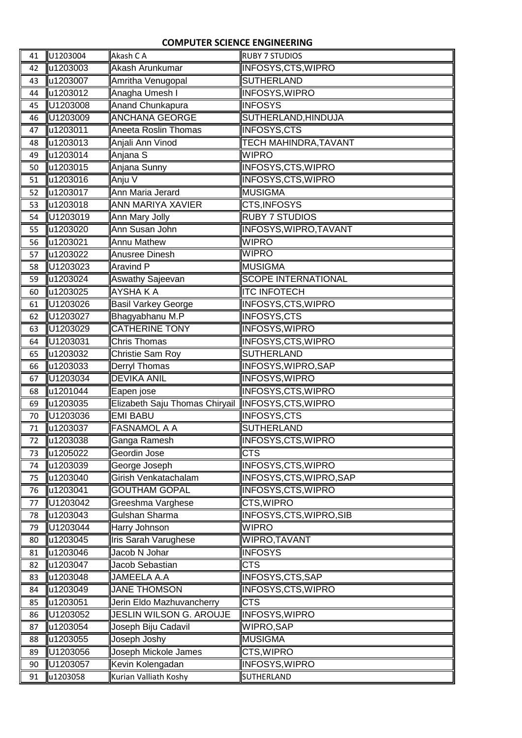## COMPUTER SCIENCE ENGINEERING

| | | | |
|---|---|---|---|
| 41 | U1203004 | Akash C A | RUBY 7 STUDIOS |
| 42 | u1203003 | Akash Arunkumar | INFOSYS,CTS,WIPRO |
| 43 | u1203007 | Amritha Venugopal | SUTHERLAND |
| 44 | u1203012 | Anagha Umesh I | INFOSYS,WIPRO |
| 45 | U1203008 | Anand Chunkapura | INFOSYS |
| 46 | U1203009 | ANCHANA GEORGE | SUTHERLAND,HINDUJA |
| 47 | u1203011 | Aneeta Roslin Thomas | INFOSYS,CTS |
| 48 | u1203013 | Anjali Ann Vinod | TECH MAHINDRA,TAVANT |
| 49 | u1203014 | Anjana S | WIPRO |
| 50 | u1203015 | Anjana Sunny | INFOSYS,CTS,WIPRO |
| 51 | u1203016 | Anju V | INFOSYS,CTS,WIPRO |
| 52 | u1203017 | Ann Maria Jerard | MUSIGMA |
| 53 | u1203018 | ANN MARIYA XAVIER | CTS,INFOSYS |
| 54 | U1203019 | Ann Mary Jolly | RUBY 7 STUDIOS |
| 55 | u1203020 | Ann Susan John | INFOSYS,WIPRO,TAVANT |
| 56 | u1203021 | Annu Mathew | WIPRO |
| 57 | u1203022 | Anusree Dinesh | WIPRO |
| 58 | U1203023 | Aravind P | MUSIGMA |
| 59 | u1203024 | Aswathy Sajeevan | SCOPE INTERNATIONAL |
| 60 | u1203025 | AYSHA K A | ITC INFOTECH |
| 61 | U1203026 | Basil Varkey George | INFOSYS,CTS,WIPRO |
| 62 | U1203027 | Bhagyabhanu M.P | INFOSYS,CTS |
| 63 | U1203029 | CATHERINE TONY | INFOSYS,WIPRO |
| 64 | U1203031 | Chris Thomas | INFOSYS,CTS,WIPRO |
| 65 | u1203032 | Christie Sam Roy | SUTHERLAND |
| 66 | u1203033 | Derryl Thomas | INFOSYS,WIPRO,SAP |
| 67 | U1203034 | DEVIKA ANIL | INFOSYS,WIPRO |
| 68 | u1201044 | Eapen jose | INFOSYS,CTS,WIPRO |
| 69 | u1203035 | Elizabeth Saju Thomas Chiryail | INFOSYS,CTS,WIPRO |
| 70 | U1203036 | EMI BABU | INFOSYS,CTS |
| 71 | u1203037 | FASNAMOL A A | SUTHERLAND |
| 72 | u1203038 | Ganga Ramesh | INFOSYS,CTS,WIPRO |
| 73 | u1205022 | Geordin Jose | CTS |
| 74 | u1203039 | George Joseph | INFOSYS,CTS,WIPRO |
| 75 | u1203040 | Girish Venkatachalam | INFOSYS,CTS,WIPRO,SAP |
| 76 | u1203041 | GOUTHAM GOPAL | INFOSYS,CTS,WIPRO |
| 77 | U1203042 | Greeshma Varghese | CTS,WIPRO |
| 78 | u1203043 | Gulshan Sharma | INFOSYS,CTS,WIPRO,SIB |
| 79 | U1203044 | Harry Johnson | WIPRO |
| 80 | u1203045 | Iris Sarah Varughese | WIPRO,TAVANT |
| 81 | u1203046 | Jacob N Johar | INFOSYS |
| 82 | u1203047 | Jacob Sebastian | CTS |
| 83 | u1203048 | JAMEELA A.A | INFOSYS,CTS,SAP |
| 84 | u1203049 | JANE THOMSON | INFOSYS,CTS,WIPRO |
| 85 | u1203051 | Jerin Eldo Mazhuvancherry | CTS |
| 86 | U1203052 | JESLIN WILSON G. AROUJE | INFOSYS,WIPRO |
| 87 | u1203054 | Joseph Biju Cadavil | WIPRO,SAP |
| 88 | u1203055 | Joseph Joshy | MUSIGMA |
| 89 | U1203056 | Joseph Mickole James | CTS,WIPRO |
| 90 | U1203057 | Kevin Kolengadan | INFOSYS,WIPRO |
| 91 | u1203058 | Kurian Valliath Koshy | SUTHERLAND |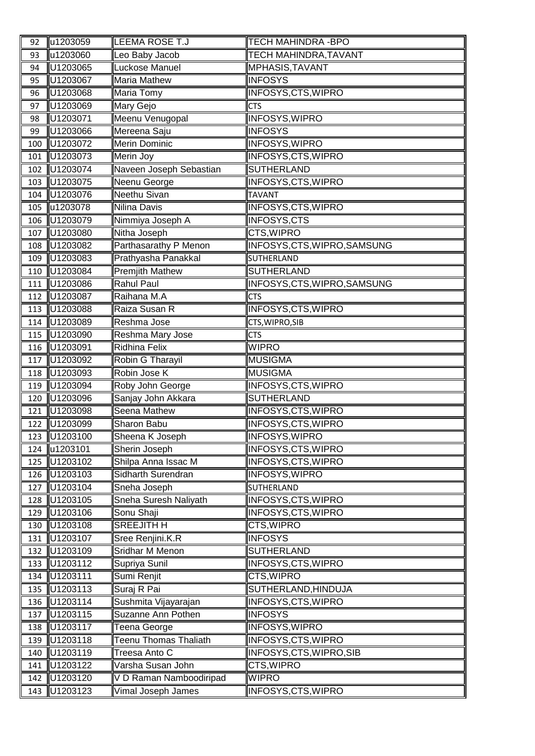| 92 | u1203059 | LEEMA ROSE T.J | TECH MAHINDRA -BPO |
|---|---|---|---|
| 93 | u1203060 | Leo Baby Jacob | TECH MAHINDRA,TAVANT |
| 94 | U1203065 | Luckose Manuel | MPHASIS,TAVANT |
| 95 | U1203067 | Maria Mathew | INFOSYS |
| 96 | U1203068 | Maria Tomy | INFOSYS,CTS,WIPRO |
| 97 | U1203069 | Mary Gejo | CTS |
| 98 | U1203071 | Meenu Venugopal | INFOSYS,WIPRO |
| 99 | U1203066 | Mereena Saju | INFOSYS |
| 100 | U1203072 | Merin Dominic | INFOSYS,WIPRO |
| 101 | U1203073 | Merin Joy | INFOSYS,CTS,WIPRO |
| 102 | U1203074 | Naveen Joseph Sebastian | SUTHERLAND |
| 103 | U1203075 | Neenu George | INFOSYS,CTS,WIPRO |
| 104 | U1203076 | Neethu Sivan | TAVANT |
| 105 | u1203078 | Nilina Davis | INFOSYS,CTS,WIPRO |
| 106 | U1203079 | Nimmiya Joseph A | INFOSYS,CTS |
| 107 | U1203080 | Nitha Joseph | CTS,WIPRO |
| 108 | U1203082 | Parthasarathy P Menon | INFOSYS,CTS,WIPRO,SAMSUNG |
| 109 | U1203083 | Prathyasha Panakkal | SUTHERLAND |
| 110 | U1203084 | Premjith Mathew | SUTHERLAND |
| 111 | U1203086 | Rahul Paul | INFOSYS,CTS,WIPRO,SAMSUNG |
| 112 | U1203087 | Raihana M.A | CTS |
| 113 | U1203088 | Raiza Susan R | INFOSYS,CTS,WIPRO |
| 114 | U1203089 | Reshma Jose | CTS,WIPRO,SIB |
| 115 | U1203090 | Reshma Mary Jose | CTS |
| 116 | U1203091 | Ridhina Felix | WIPRO |
| 117 | U1203092 | Robin G Tharayil | MUSIGMA |
| 118 | U1203093 | Robin Jose K | MUSIGMA |
| 119 | U1203094 | Roby John George | INFOSYS,CTS,WIPRO |
| 120 | U1203096 | Sanjay John Akkara | SUTHERLAND |
| 121 | U1203098 | Seena Mathew | INFOSYS,CTS,WIPRO |
| 122 | U1203099 | Sharon Babu | INFOSYS,CTS,WIPRO |
| 123 | U1203100 | Sheena K Joseph | INFOSYS,WIPRO |
| 124 | u1203101 | Sherin Joseph | INFOSYS,CTS,WIPRO |
| 125 | U1203102 | Shilpa Anna Issac M | INFOSYS,CTS,WIPRO |
| 126 | U1203103 | Sidharth Surendran | INFOSYS,WIPRO |
| 127 | U1203104 | Sneha Joseph | SUTHERLAND |
| 128 | U1203105 | Sneha Suresh Naliyath | INFOSYS,CTS,WIPRO |
| 129 | U1203106 | Sonu Shaji | INFOSYS,CTS,WIPRO |
| 130 | U1203108 | SREEJITH H | CTS,WIPRO |
| 131 | U1203107 | Sree Renjini.K.R | INFOSYS |
| 132 | U1203109 | Sridhar M Menon | SUTHERLAND |
| 133 | U1203112 | Supriya Sunil | INFOSYS,CTS,WIPRO |
| 134 | U1203111 | Sumi Renjit | CTS,WIPRO |
| 135 | U1203113 | Suraj R Pai | SUTHERLAND,HINDUJA |
| 136 | U1203114 | Sushmita Vijayarajan | INFOSYS,CTS,WIPRO |
| 137 | U1203115 | Suzanne Ann Pothen | INFOSYS |
| 138 | U1203117 | Teena George | INFOSYS,WIPRO |
| 139 | U1203118 | Teenu Thomas Thaliath | INFOSYS,CTS,WIPRO |
| 140 | U1203119 | Treesa Anto C | INFOSYS,CTS,WIPRO,SIB |
| 141 | U1203122 | Varsha Susan John | CTS,WIPRO |
| 142 | U1203120 | V D Raman Namboodiripad | WIPRO |
| 143 | U1203123 | Vimal Joseph James | INFOSYS,CTS,WIPRO |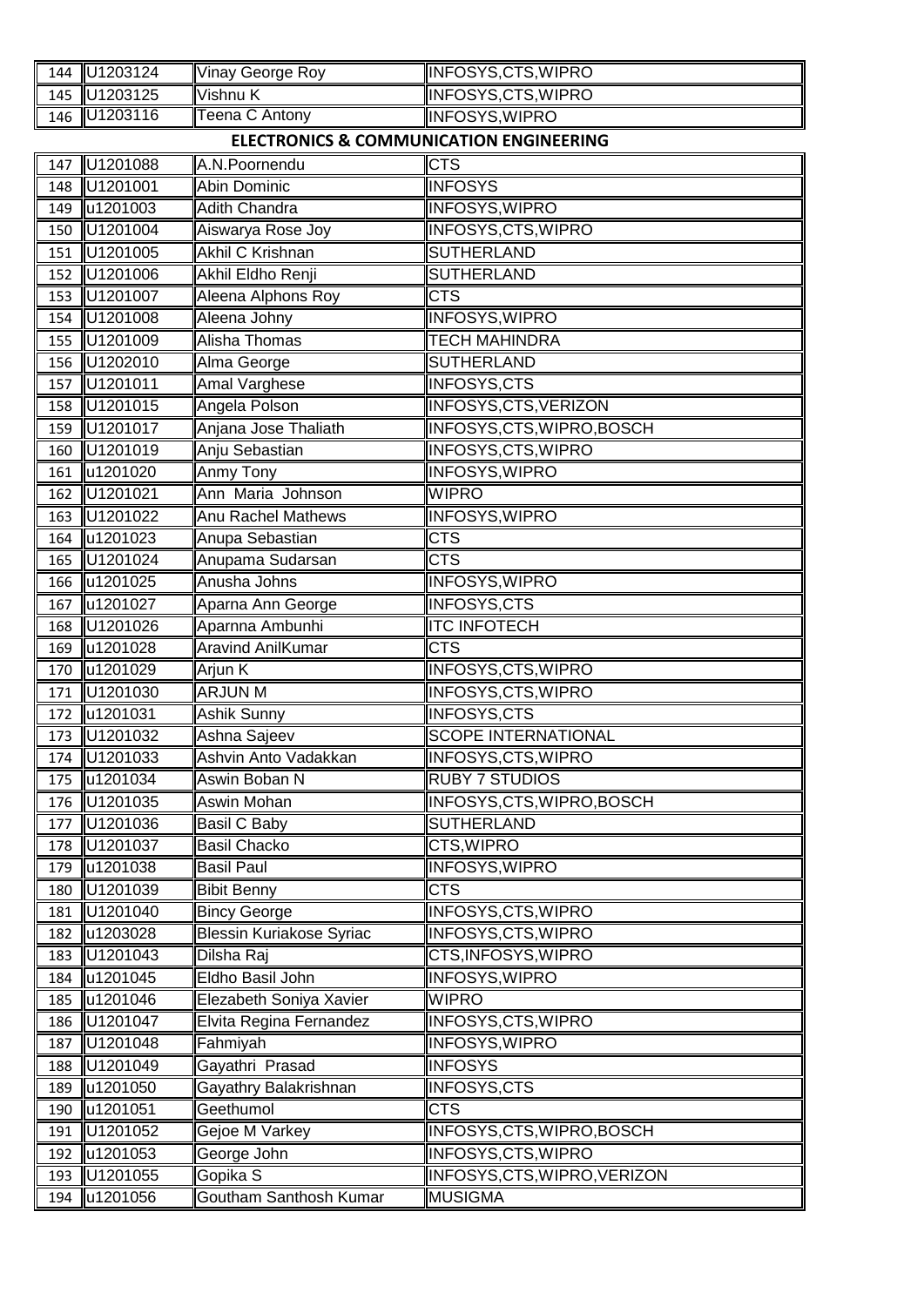| 144 | U1203124 | Vinay George Roy | INFOSYS,CTS,WIPRO |
|---|---|---|---|
| 145 | U1203125 | Vishnu K | INFOSYS,CTS,WIPRO |
| 146 | U1203116 | Teena C Antony | INFOSYS,WIPRO |

## ELECTRONICS & COMMUNICATION ENGINEERING

| 147 | U1201088 | A.N.Poornendu | CTS |
|---|---|---|---|
| 148 | U1201001 | Abin Dominic | INFOSYS |
| 149 | u1201003 | Adith Chandra | INFOSYS,WIPRO |
| 150 | U1201004 | Aiswarya Rose Joy | INFOSYS,CTS,WIPRO |
| 151 | U1201005 | Akhil C Krishnan | SUTHERLAND |
| 152 | U1201006 | Akhil Eldho Renji | SUTHERLAND |
| 153 | U1201007 | Aleena Alphons Roy | CTS |
| 154 | U1201008 | Aleena Johny | INFOSYS,WIPRO |
| 155 | U1201009 | Alisha Thomas | TECH MAHINDRA |
| 156 | U1202010 | Alma George | SUTHERLAND |
| 157 | U1201011 | Amal Varghese | INFOSYS,CTS |
| 158 | U1201015 | Angela Polson | INFOSYS,CTS,VERIZON |
| 159 | U1201017 | Anjana Jose Thaliath | INFOSYS,CTS,WIPRO,BOSCH |
| 160 | U1201019 | Anju Sebastian | INFOSYS,CTS,WIPRO |
| 161 | u1201020 | Anmy Tony | INFOSYS,WIPRO |
| 162 | U1201021 | Ann Maria Johnson | WIPRO |
| 163 | U1201022 | Anu Rachel Mathews | INFOSYS,WIPRO |
| 164 | u1201023 | Anupa Sebastian | CTS |
| 165 | U1201024 | Anupama Sudarsan | CTS |
| 166 | u1201025 | Anusha Johns | INFOSYS,WIPRO |
| 167 | u1201027 | Aparna Ann George | INFOSYS,CTS |
| 168 | U1201026 | Aparnna Ambunhi | ITC INFOTECH |
| 169 | u1201028 | Aravind AnilKumar | CTS |
| 170 | u1201029 | Arjun K | INFOSYS,CTS,WIPRO |
| 171 | U1201030 | ARJUN M | INFOSYS,CTS,WIPRO |
| 172 | u1201031 | Ashik Sunny | INFOSYS,CTS |
| 173 | U1201032 | Ashna Sajeev | SCOPE INTERNATIONAL |
| 174 | U1201033 | Ashvin Anto Vadakkan | INFOSYS,CTS,WIPRO |
| 175 | u1201034 | Aswin Boban N | RUBY 7 STUDIOS |
| 176 | U1201035 | Aswin Mohan | INFOSYS,CTS,WIPRO,BOSCH |
| 177 | U1201036 | Basil C Baby | SUTHERLAND |
| 178 | U1201037 | Basil Chacko | CTS,WIPRO |
| 179 | u1201038 | Basil Paul | INFOSYS,WIPRO |
| 180 | U1201039 | Bibit Benny | CTS |
| 181 | U1201040 | Bincy George | INFOSYS,CTS,WIPRO |
| 182 | u1203028 | Blessin Kuriakose Syriac | INFOSYS,CTS,WIPRO |
| 183 | U1201043 | Dilsha Raj | CTS,INFOSYS,WIPRO |
| 184 | u1201045 | Eldho Basil John | INFOSYS,WIPRO |
| 185 | u1201046 | Elezabeth Soniya Xavier | WIPRO |
| 186 | U1201047 | Elvita Regina Fernandez | INFOSYS,CTS,WIPRO |
| 187 | U1201048 | Fahmiyah | INFOSYS,WIPRO |
| 188 | U1201049 | Gayathri Prasad | INFOSYS |
| 189 | u1201050 | Gayathry Balakrishnan | INFOSYS,CTS |
| 190 | u1201051 | Geethumol | CTS |
| 191 | U1201052 | Gejoe M Varkey | INFOSYS,CTS,WIPRO,BOSCH |
| 192 | u1201053 | George John | INFOSYS,CTS,WIPRO |
| 193 | U1201055 | Gopika S | INFOSYS,CTS,WIPRO,VERIZON |
| 194 | u1201056 | Goutham Santhosh Kumar | MUSIGMA |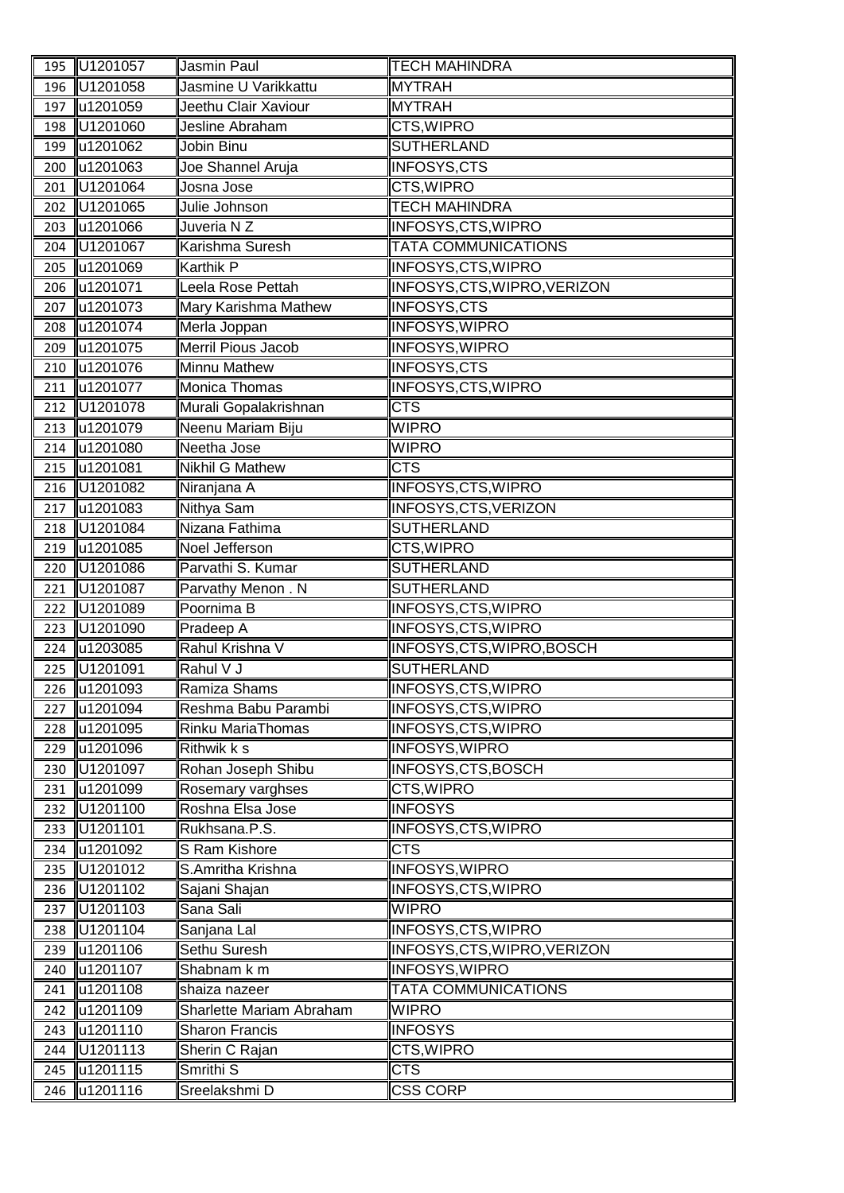| | | | |
|---|---|---|---|
| 195 | U1201057 | Jasmin Paul | TECH MAHINDRA |
| 196 | U1201058 | Jasmine U Varikkattu | MYTRAH |
| 197 | u1201059 | Jeethu Clair Xaviour | MYTRAH |
| 198 | U1201060 | Jesline Abraham | CTS,WIPRO |
| 199 | u1201062 | Jobin Binu | SUTHERLAND |
| 200 | u1201063 | Joe Shannel Aruja | INFOSYS,CTS |
| 201 | U1201064 | Josna Jose | CTS,WIPRO |
| 202 | U1201065 | Julie Johnson | TECH MAHINDRA |
| 203 | u1201066 | Juveria N Z | INFOSYS,CTS,WIPRO |
| 204 | U1201067 | Karishma Suresh | TATA COMMUNICATIONS |
| 205 | u1201069 | Karthik P | INFOSYS,CTS,WIPRO |
| 206 | u1201071 | Leela Rose Pettah | INFOSYS,CTS,WIPRO,VERIZON |
| 207 | u1201073 | Mary Karishma Mathew | INFOSYS,CTS |
| 208 | u1201074 | Merla Joppan | INFOSYS,WIPRO |
| 209 | u1201075 | Merril Pious Jacob | INFOSYS,WIPRO |
| 210 | u1201076 | Minnu Mathew | INFOSYS,CTS |
| 211 | u1201077 | Monica Thomas | INFOSYS,CTS,WIPRO |
| 212 | U1201078 | Murali Gopalakrishnan | CTS |
| 213 | u1201079 | Neenu Mariam Biju | WIPRO |
| 214 | u1201080 | Neetha Jose | WIPRO |
| 215 | u1201081 | Nikhil G Mathew | CTS |
| 216 | U1201082 | Niranjana A | INFOSYS,CTS,WIPRO |
| 217 | u1201083 | Nithya Sam | INFOSYS,CTS,VERIZON |
| 218 | U1201084 | Nizana Fathima | SUTHERLAND |
| 219 | u1201085 | Noel Jefferson | CTS,WIPRO |
| 220 | U1201086 | Parvathi S. Kumar | SUTHERLAND |
| 221 | U1201087 | Parvathy Menon . N | SUTHERLAND |
| 222 | U1201089 | Poornima B | INFOSYS,CTS,WIPRO |
| 223 | U1201090 | Pradeep A | INFOSYS,CTS,WIPRO |
| 224 | u1203085 | Rahul Krishna V | INFOSYS,CTS,WIPRO,BOSCH |
| 225 | U1201091 | Rahul V J | SUTHERLAND |
| 226 | u1201093 | Ramiza Shams | INFOSYS,CTS,WIPRO |
| 227 | u1201094 | Reshma Babu Parambi | INFOSYS,CTS,WIPRO |
| 228 | u1201095 | Rinku MariaThomas | INFOSYS,CTS,WIPRO |
| 229 | u1201096 | Rithwik k s | INFOSYS,WIPRO |
| 230 | U1201097 | Rohan Joseph Shibu | INFOSYS,CTS,BOSCH |
| 231 | u1201099 | Rosemary varghses | CTS,WIPRO |
| 232 | U1201100 | Roshna Elsa Jose | INFOSYS |
| 233 | U1201101 | Rukhsana.P.S. | INFOSYS,CTS,WIPRO |
| 234 | u1201092 | S Ram Kishore | CTS |
| 235 | U1201012 | S.Amritha Krishna | INFOSYS,WIPRO |
| 236 | U1201102 | Sajani Shajan | INFOSYS,CTS,WIPRO |
| 237 | U1201103 | Sana Sali | WIPRO |
| 238 | U1201104 | Sanjana Lal | INFOSYS,CTS,WIPRO |
| 239 | u1201106 | Sethu Suresh | INFOSYS,CTS,WIPRO,VERIZON |
| 240 | u1201107 | Shabnam k m | INFOSYS,WIPRO |
| 241 | u1201108 | shaiza nazeer | TATA COMMUNICATIONS |
| 242 | u1201109 | Sharlette Mariam Abraham | WIPRO |
| 243 | u1201110 | Sharon Francis | INFOSYS |
| 244 | U1201113 | Sherin C Rajan | CTS,WIPRO |
| 245 | u1201115 | Smrithi S | CTS |
| 246 | u1201116 | Sreelakshmi D | CSS CORP |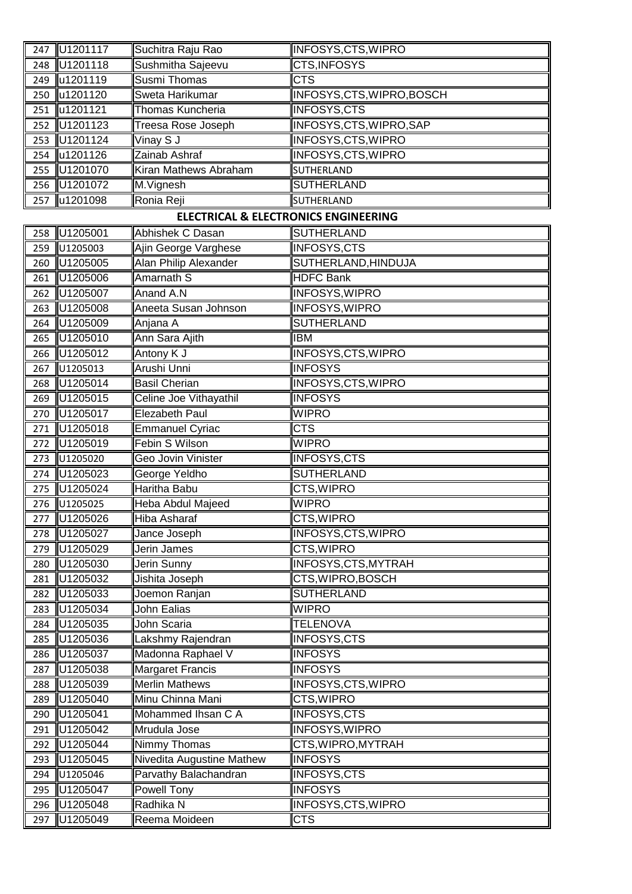| 247 | U1201117 | Suchitra Raju Rao | INFOSYS,CTS,WIPRO |
|---|---|---|---|
| 248 | U1201118 | Sushmitha Sajeevu | CTS,INFOSYS |
| 249 | u1201119 | Susmi Thomas | CTS |
| 250 | u1201120 | Sweta Harikumar | INFOSYS,CTS,WIPRO,BOSCH |
| 251 | u1201121 | Thomas Kuncheria | INFOSYS,CTS |
| 252 | U1201123 | Treesa Rose Joseph | INFOSYS,CTS,WIPRO,SAP |
| 253 | U1201124 | Vinay S J | INFOSYS,CTS,WIPRO |
| 254 | u1201126 | Zainab Ashraf | INFOSYS,CTS,WIPRO |
| 255 | U1201070 | Kiran Mathews Abraham | SUTHERLAND |
| 256 | U1201072 | M.Vignesh | SUTHERLAND |
| 257 | u1201098 | Ronia Reji | SUTHERLAND |

**ELECTRICAL & ELECTRONICS ENGINEERING**

| 258 | U1205001 | Abhishek C Dasan | SUTHERLAND |
|---|---|---|---|
| 259 | U1205003 | Ajin George Varghese | INFOSYS,CTS |
| 260 | U1205005 | Alan Philip Alexander | SUTHERLAND,HINDUJA |
| 261 | U1205006 | Amarnath S | HDFC Bank |
| 262 | U1205007 | Anand A.N | INFOSYS,WIPRO |
| 263 | U1205008 | Aneeta Susan Johnson | INFOSYS,WIPRO |
| 264 | U1205009 | Anjana A | SUTHERLAND |
| 265 | U1205010 | Ann Sara Ajith | IBM |
| 266 | U1205012 | Antony K J | INFOSYS,CTS,WIPRO |
| 267 | U1205013 | Arushi Unni | INFOSYS |
| 268 | U1205014 | Basil Cherian | INFOSYS,CTS,WIPRO |
| 269 | U1205015 | Celine Joe Vithayathil | INFOSYS |
| 270 | U1205017 | Elezabeth Paul | WIPRO |
| 271 | U1205018 | Emmanuel Cyriac | CTS |
| 272 | U1205019 | Febin S Wilson | WIPRO |
| 273 | U1205020 | Geo Jovin Vinister | INFOSYS,CTS |
| 274 | U1205023 | George Yeldho | SUTHERLAND |
| 275 | U1205024 | Haritha Babu | CTS,WIPRO |
| 276 | U1205025 | Heba Abdul Majeed | WIPRO |
| 277 | U1205026 | Hiba Asharaf | CTS,WIPRO |
| 278 | U1205027 | Jance Joseph | INFOSYS,CTS,WIPRO |
| 279 | U1205029 | Jerin James | CTS,WIPRO |
| 280 | U1205030 | Jerin Sunny | INFOSYS,CTS,MYTRAH |
| 281 | U1205032 | Jishita Joseph | CTS,WIPRO,BOSCH |
| 282 | U1205033 | Joemon Ranjan | SUTHERLAND |
| 283 | U1205034 | John Ealias | WIPRO |
| 284 | U1205035 | John Scaria | TELENOVA |
| 285 | U1205036 | Lakshmy Rajendran | INFOSYS,CTS |
| 286 | U1205037 | Madonna Raphael V | INFOSYS |
| 287 | U1205038 | Margaret Francis | INFOSYS |
| 288 | U1205039 | Merlin Mathews | INFOSYS,CTS,WIPRO |
| 289 | U1205040 | Minu Chinna Mani | CTS,WIPRO |
| 290 | U1205041 | Mohammed Ihsan C A | INFOSYS,CTS |
| 291 | U1205042 | Mrudula Jose | INFOSYS,WIPRO |
| 292 | U1205044 | Nimmy Thomas | CTS,WIPRO,MYTRAH |
| 293 | U1205045 | Nivedita Augustine Mathew | INFOSYS |
| 294 | U1205046 | Parvathy Balachandran | INFOSYS,CTS |
| 295 | U1205047 | Powell Tony | INFOSYS |
| 296 | U1205048 | Radhika N | INFOSYS,CTS,WIPRO |
| 297 | U1205049 | Reema Moideen | CTS |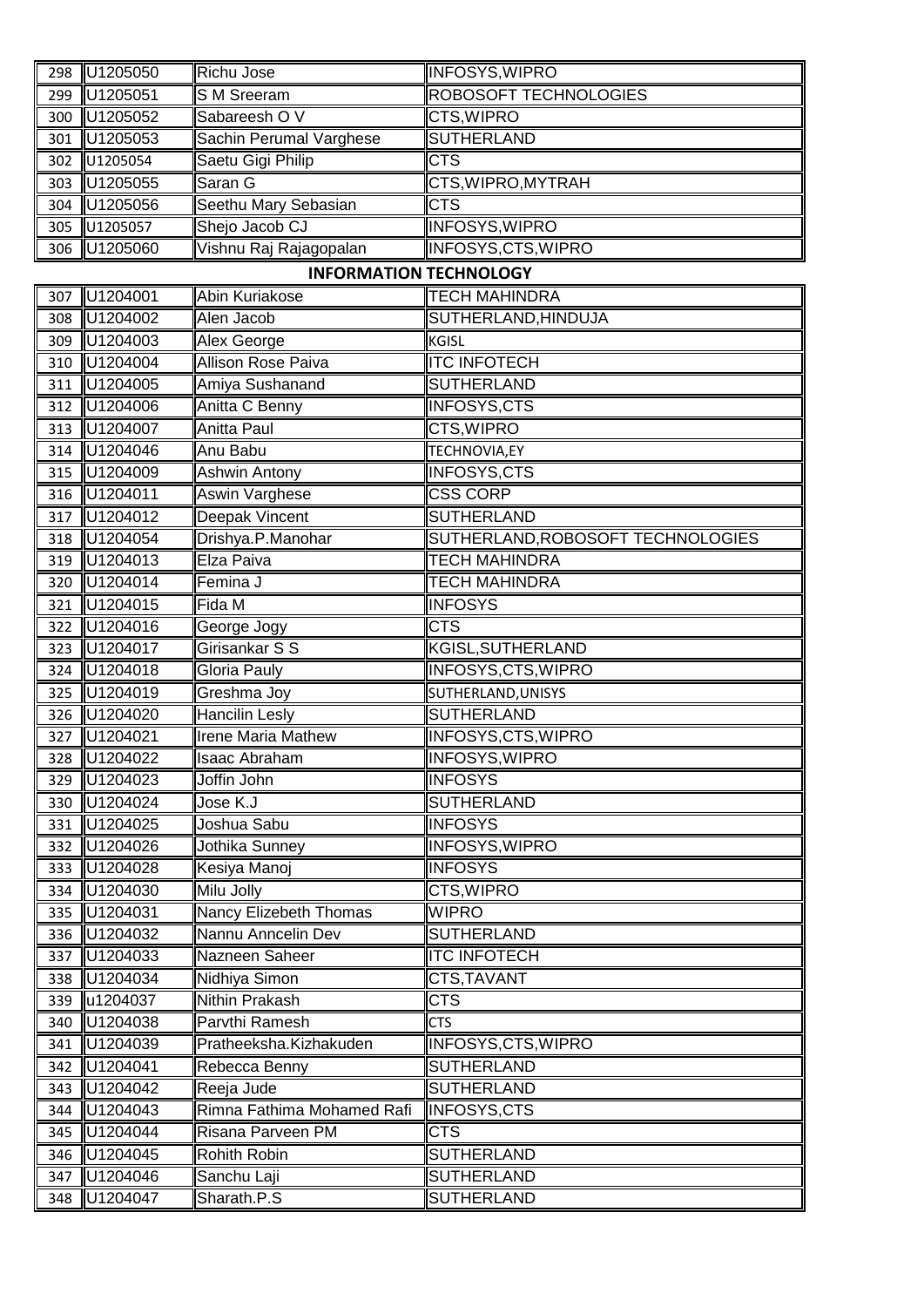| 298 | U1205050 | Richu Jose | INFOSYS,WIPRO |
|---|---|---|---|
| 299 | U1205051 | S M Sreeram | ROBOSOFT TECHNOLOGIES |
| 300 | U1205052 | Sabareesh O V | CTS,WIPRO |
| 301 | U1205053 | Sachin Perumal Varghese | SUTHERLAND |
| 302 | U1205054 | Saetu Gigi Philip | CTS |
| 303 | U1205055 | Saran G | CTS,WIPRO,MYTRAH |
| 304 | U1205056 | Seethu Mary Sebasian | CTS |
| 305 | U1205057 | Shejo Jacob CJ | INFOSYS,WIPRO |
| 306 | U1205060 | Vishnu Raj Rajagopalan | INFOSYS,CTS,WIPRO |

**INFORMATION TECHNOLOGY**

| 307 | U1204001 | Abin Kuriakose | TECH MAHINDRA |
|---|---|---|---|
| 308 | U1204002 | Alen Jacob | SUTHERLAND,HINDUJA |
| 309 | U1204003 | Alex George | KGISL |
| 310 | U1204004 | Allison Rose Paiva | ITC INFOTECH |
| 311 | U1204005 | Amiya Sushanand | SUTHERLAND |
| 312 | U1204006 | Anitta C Benny | INFOSYS,CTS |
| 313 | U1204007 | Anitta Paul | CTS,WIPRO |
| 314 | U1204046 | Anu Babu | TECHNOVIA,EY |
| 315 | U1204009 | Ashwin Antony | INFOSYS,CTS |
| 316 | U1204011 | Aswin Varghese | CSS CORP |
| 317 | U1204012 | Deepak Vincent | SUTHERLAND |
| 318 | U1204054 | Drishya.P.Manohar | SUTHERLAND,ROBOSOFT TECHNOLOGIES |
| 319 | U1204013 | Elza Paiva | TECH MAHINDRA |
| 320 | U1204014 | Femina J | TECH MAHINDRA |
| 321 | U1204015 | Fida M | INFOSYS |
| 322 | U1204016 | George Jogy | CTS |
| 323 | U1204017 | Girisankar S S | KGISL,SUTHERLAND |
| 324 | U1204018 | Gloria Pauly | INFOSYS,CTS,WIPRO |
| 325 | U1204019 | Greshma Joy | SUTHERLAND,UNISYS |
| 326 | U1204020 | Hancilin Lesly | SUTHERLAND |
| 327 | U1204021 | Irene Maria Mathew | INFOSYS,CTS,WIPRO |
| 328 | U1204022 | Isaac Abraham | INFOSYS,WIPRO |
| 329 | U1204023 | Joffin John | INFOSYS |
| 330 | U1204024 | Jose K.J | SUTHERLAND |
| 331 | U1204025 | Joshua Sabu | INFOSYS |
| 332 | U1204026 | Jothika Sunney | INFOSYS,WIPRO |
| 333 | U1204028 | Kesiya Manoj | INFOSYS |
| 334 | U1204030 | Milu Jolly | CTS,WIPRO |
| 335 | U1204031 | Nancy Elizebeth Thomas | WIPRO |
| 336 | U1204032 | Nannu Anncelin Dev | SUTHERLAND |
| 337 | U1204033 | Nazneen Saheer | ITC INFOTECH |
| 338 | U1204034 | Nidhiya Simon | CTS,TAVANT |
| 339 | u1204037 | Nithin Prakash | CTS |
| 340 | U1204038 | Parvthi Ramesh | CTS |
| 341 | U1204039 | Pratheeksha.Kizhakuden | INFOSYS,CTS,WIPRO |
| 342 | U1204041 | Rebecca Benny | SUTHERLAND |
| 343 | U1204042 | Reeja Jude | SUTHERLAND |
| 344 | U1204043 | Rimna Fathima Mohamed Rafi | INFOSYS,CTS |
| 345 | U1204044 | Risana Parveen PM | CTS |
| 346 | U1204045 | Rohith Robin | SUTHERLAND |
| 347 | U1204046 | Sanchu Laji | SUTHERLAND |
| 348 | U1204047 | Sharath.P.S | SUTHERLAND |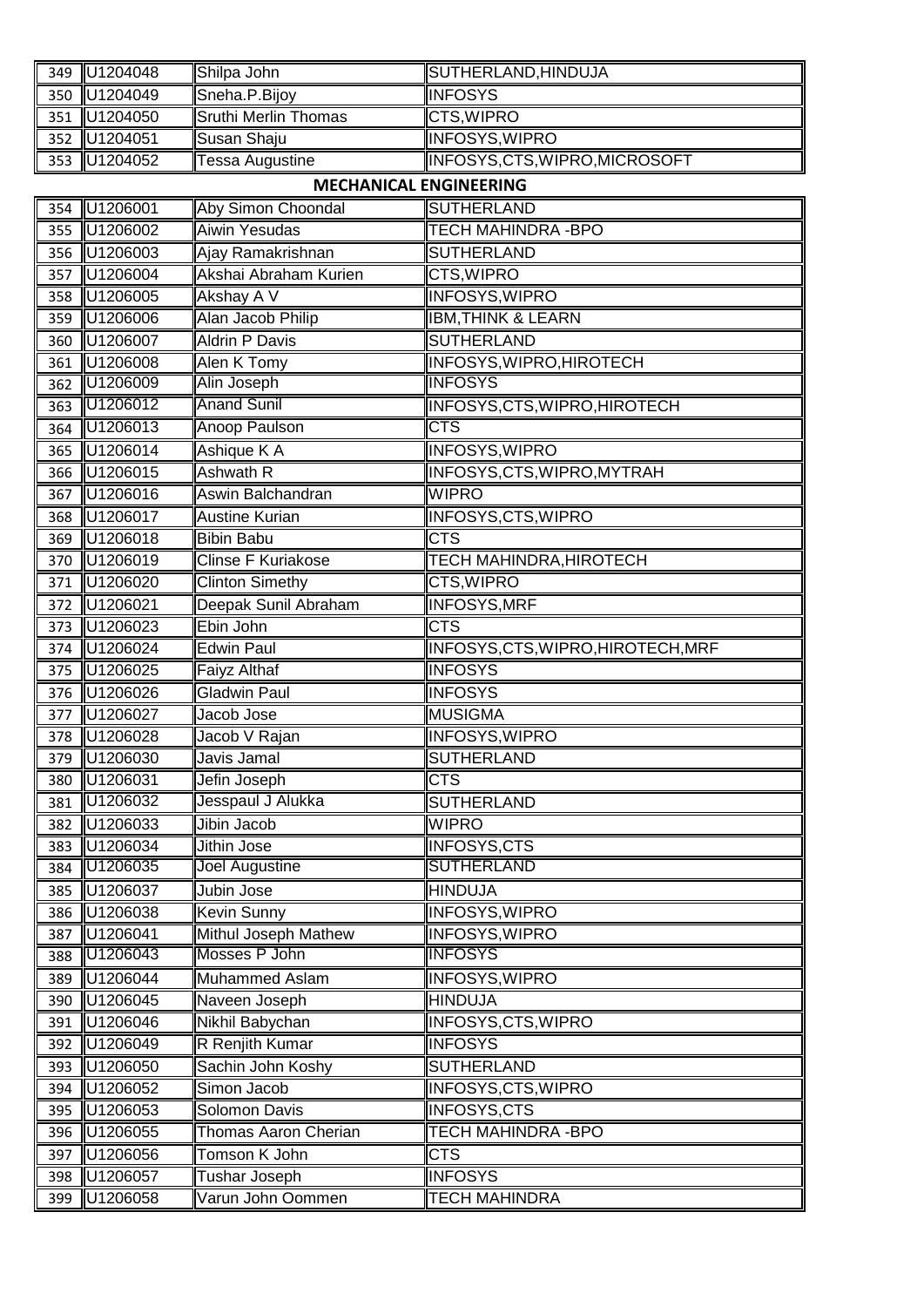| 349 | U1204048 | Shilpa John | SUTHERLAND,HINDUJA |
|---|---|---|---|
| 350 | U1204049 | Sneha.P.Bijoy | INFOSYS |
| 351 | U1204050 | Sruthi Merlin Thomas | CTS,WIPRO |
| 352 | U1204051 | Susan Shaju | INFOSYS,WIPRO |
| 353 | U1204052 | Tessa Augustine | INFOSYS,CTS,WIPRO,MICROSOFT |

**MECHANICAL ENGINEERING**

| 354 | U1206001 | Aby Simon Choondal | SUTHERLAND |
|---|---|---|---|
| 355 | U1206002 | Aiwin Yesudas | TECH MAHINDRA -BPO |
| 356 | U1206003 | Ajay Ramakrishnan | SUTHERLAND |
| 357 | U1206004 | Akshai Abraham Kurien | CTS,WIPRO |
| 358 | U1206005 | Akshay A V | INFOSYS,WIPRO |
| 359 | U1206006 | Alan Jacob Philip | IBM,THINK & LEARN |
| 360 | U1206007 | Aldrin P Davis | SUTHERLAND |
| 361 | U1206008 | Alen K Tomy | INFOSYS,WIPRO,HIROTECH |
| 362 | U1206009 | Alin Joseph | INFOSYS |
| 363 | U1206012 | Anand Sunil | INFOSYS,CTS,WIPRO,HIROTECH |
| 364 | U1206013 | Anoop Paulson | CTS |
| 365 | U1206014 | Ashique K A | INFOSYS,WIPRO |
| 366 | U1206015 | Ashwath R | INFOSYS,CTS,WIPRO,MYTRAH |
| 367 | U1206016 | Aswin Balchandran | WIPRO |
| 368 | U1206017 | Austine Kurian | INFOSYS,CTS,WIPRO |
| 369 | U1206018 | Bibin Babu | CTS |
| 370 | U1206019 | Clinse F Kuriakose | TECH MAHINDRA,HIROTECH |
| 371 | U1206020 | Clinton Simethy | CTS,WIPRO |
| 372 | U1206021 | Deepak Sunil Abraham | INFOSYS,MRF |
| 373 | U1206023 | Ebin John | CTS |
| 374 | U1206024 | Edwin Paul | INFOSYS,CTS,WIPRO,HIROTECH,MRF |
| 375 | U1206025 | Faiyz Althaf | INFOSYS |
| 376 | U1206026 | Gladwin Paul | INFOSYS |
| 377 | U1206027 | Jacob Jose | MUSIGMA |
| 378 | U1206028 | Jacob V Rajan | INFOSYS,WIPRO |
| 379 | U1206030 | Javis Jamal | SUTHERLAND |
| 380 | U1206031 | Jefin Joseph | CTS |
| 381 | U1206032 | Jesspaul J Alukka | SUTHERLAND |
| 382 | U1206033 | Jibin Jacob | WIPRO |
| 383 | U1206034 | Jithin Jose | INFOSYS,CTS |
| 384 | U1206035 | Joel Augustine | SUTHERLAND |
| 385 | U1206037 | Jubin Jose | HINDUJA |
| 386 | U1206038 | Kevin Sunny | INFOSYS,WIPRO |
| 387 | U1206041 | Mithul Joseph Mathew | INFOSYS,WIPRO |
| 388 | U1206043 | Mosses P John | INFOSYS |
| 389 | U1206044 | Muhammed Aslam | INFOSYS,WIPRO |
| 390 | U1206045 | Naveen Joseph | HINDUJA |
| 391 | U1206046 | Nikhil Babychan | INFOSYS,CTS,WIPRO |
| 392 | U1206049 | R Renjith Kumar | INFOSYS |
| 393 | U1206050 | Sachin John Koshy | SUTHERLAND |
| 394 | U1206052 | Simon Jacob | INFOSYS,CTS,WIPRO |
| 395 | U1206053 | Solomon Davis | INFOSYS,CTS |
| 396 | U1206055 | Thomas Aaron Cherian | TECH MAHINDRA -BPO |
| 397 | U1206056 | Tomson K John | CTS |
| 398 | U1206057 | Tushar Joseph | INFOSYS |
| 399 | U1206058 | Varun John Oommen | TECH MAHINDRA |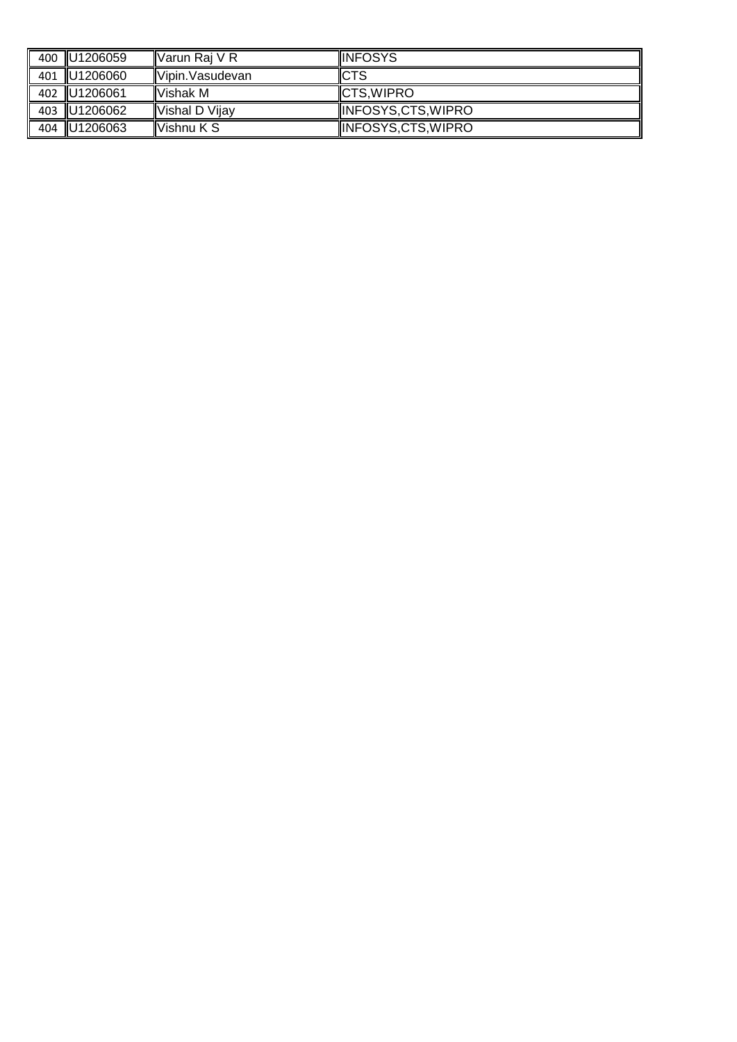| | | | |
|---|---|---|---|
| 400 | U1206059 | Varun Raj V R | INFOSYS |
| 401 | U1206060 | Vipin.Vasudevan | CTS |
| 402 | U1206061 | Vishak M | CTS,WIPRO |
| 403 | U1206062 | Vishal D Vijay | INFOSYS,CTS,WIPRO |
| 404 | U1206063 | Vishnu K S | INFOSYS,CTS,WIPRO |